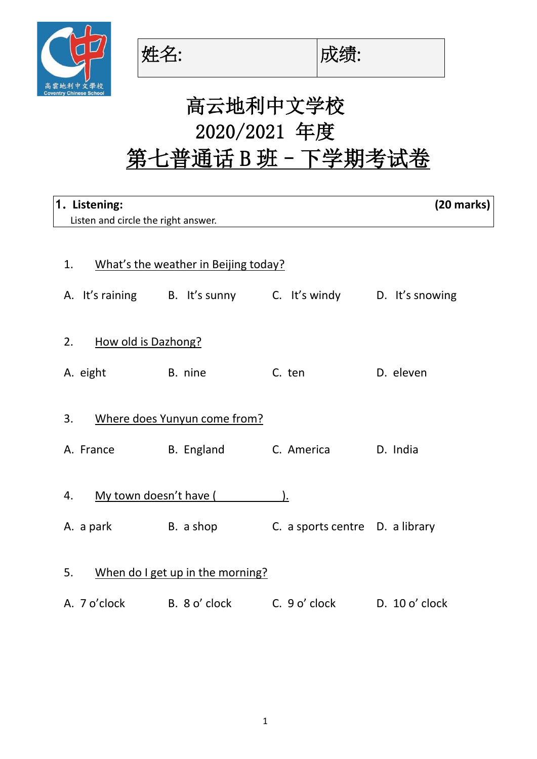| 姓名: | 成绩: |
|---|---|

# 高云地利中文学校
# 2020/2021 年度
# 第七普通话 B 班 – 下学期考试卷

**1. Listening:** **(20 marks)**

Listen and circle the right answer.

1. What's the weather in Beijing today?

A. It's raining B. It's sunny C. It's windy D. It's snowing

2. How old is Dazhong?

A. eight B. nine C. ten D. eleven

3. Where does Yunyun come from?

A. France B. England C. America D. India

4. My town doesn't have ( ).

A. a park B. a shop C. a sports centre D. a library

5. When do I get up in the morning?

A. 7 o'clock B. 8 o' clock C. 9 o' clock D. 10 o' clock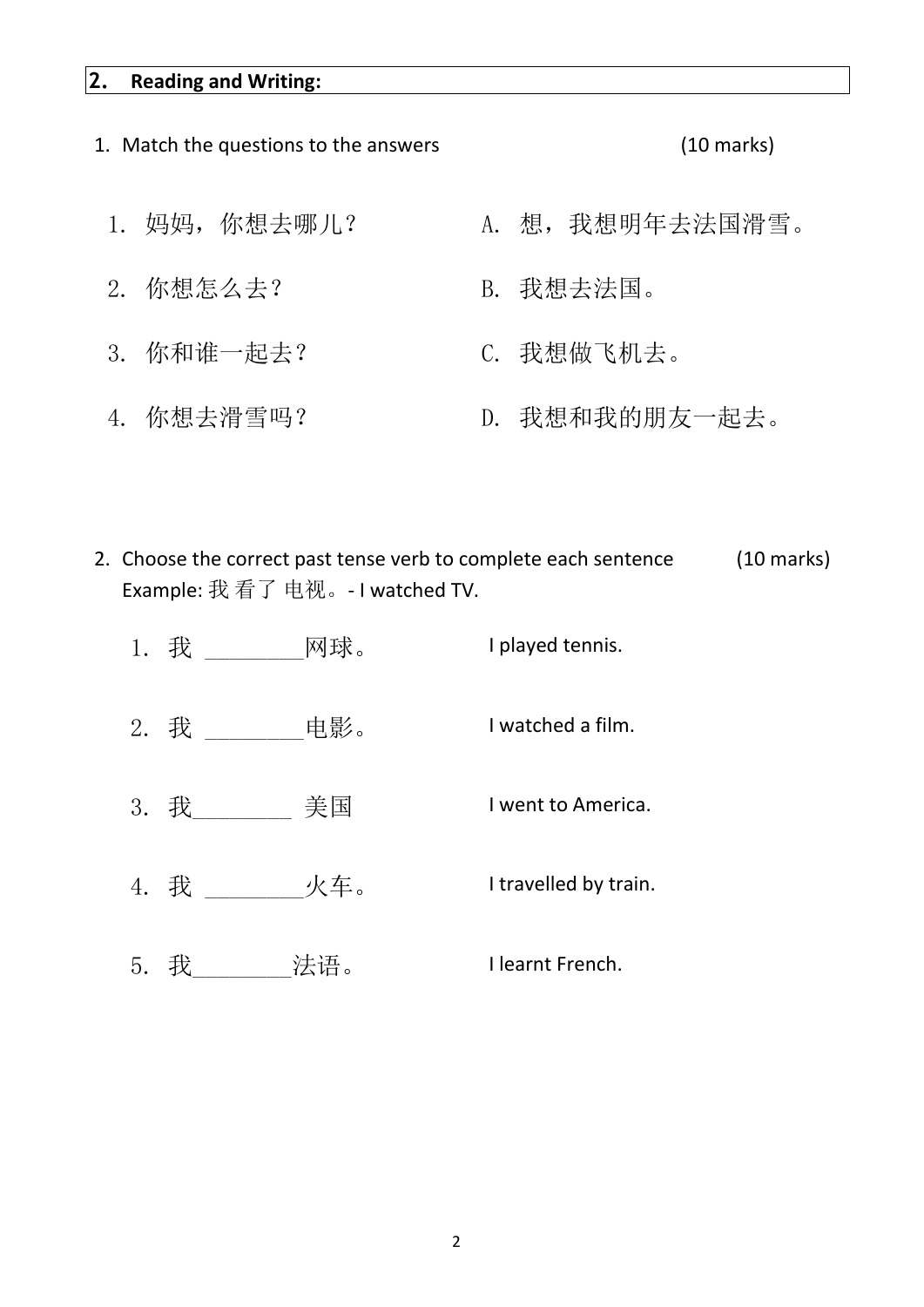## 2. Reading and Writing:

1. Match the questions to the answers (10 marks)

| | |
|---|---|
| 1. 妈妈，你想去哪儿？ | A. 想，我想明年去法国滑雪。 |
| 2. 你想怎么去？ | B. 我想去法国。 |
| 3. 你和谁一起去？ | C. 我想做飞机去。 |
| 4. 你想去滑雪吗？ | D. 我想和我的朋友一起去。 |

2. Choose the correct past tense verb to complete each sentence (10 marks)
   Example: 我 看了 电视。- I watched TV.

| | |
|---|---|
| 1. 我 ________网球。 | I played tennis. |
| 2. 我 ________电影。 | I watched a film. |
| 3. 我________ 美国 | I went to America. |
| 4. 我 ________火车。 | I travelled by train. |
| 5. 我________法语。 | I learnt French. |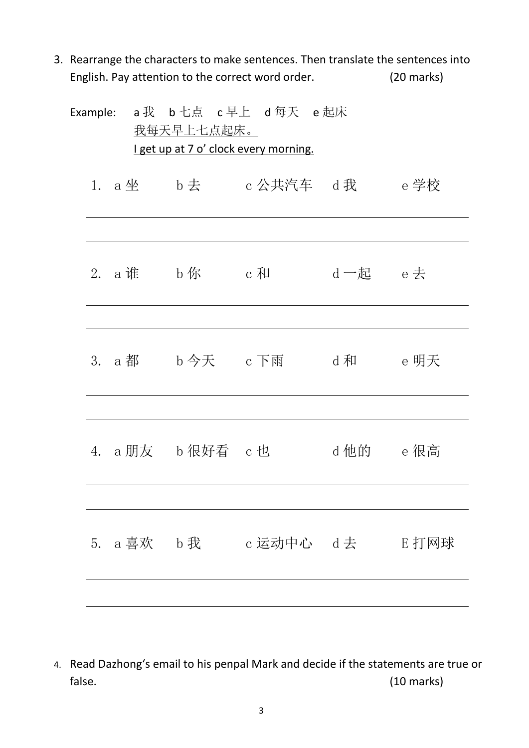3. Rearrange the characters to make sentences. Then translate the sentences into English. Pay attention to the correct word order. (20 marks)

Example: a 我 b 七点 c 早上 d 每天 e 起床

我每天早上七点起床。

I get up at 7 o' clock every morning.

1. a 坐 b 去 c 公共汽车 d 我 e 学校

______________________________

______________________________

2. a 谁 b 你 c 和 d 一起 e 去

______________________________

______________________________

3. a 都 b 今天 c 下雨 d 和 e 明天

______________________________

______________________________

4. a 朋友 b 很好看 c 也 d 他的 e 很高

______________________________

______________________________

5. a 喜欢 b 我 c 运动中心 d 去 E 打网球

______________________________

______________________________

4. Read Dazhong's email to his penpal Mark and decide if the statements are true or false. (10 marks)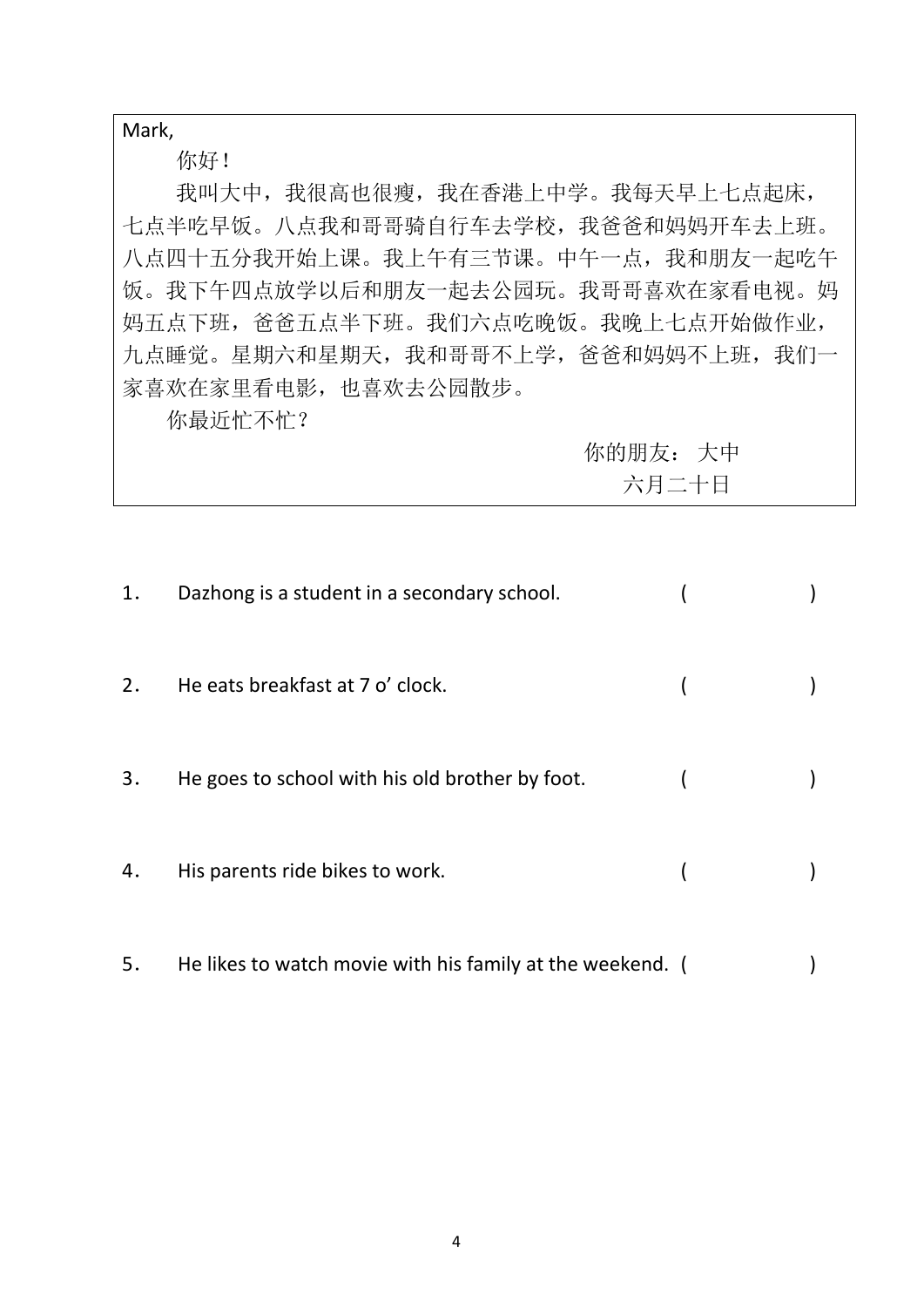Mark,

你好！

我叫大中，我很高也很瘦，我在香港上中学。我每天早上七点起床，七点半吃早饭。八点我和哥哥骑自行车去学校，我爸爸和妈妈开车去上班。八点四十五分我开始上课。我上午有三节课。中午一点，我和朋友一起吃午饭。我下午四点放学以后和朋友一起去公园玩。我哥哥喜欢在家看电视。妈妈五点下班，爸爸五点半下班。我们六点吃晚饭。我晚上七点开始做作业，九点睡觉。星期六和星期天，我和哥哥不上学，爸爸和妈妈不上班，我们一家喜欢在家里看电影，也喜欢去公园散步。

你最近忙不忙？

你的朋友： 大中

六月二十日

1. Dazhong is a student in a secondary school. (　　　　)

2. He eats breakfast at 7 o' clock. (　　　　)

3. He goes to school with his old brother by foot. (　　　　)

4. His parents ride bikes to work. (　　　　)

5. He likes to watch movie with his family at the weekend. (　　　　)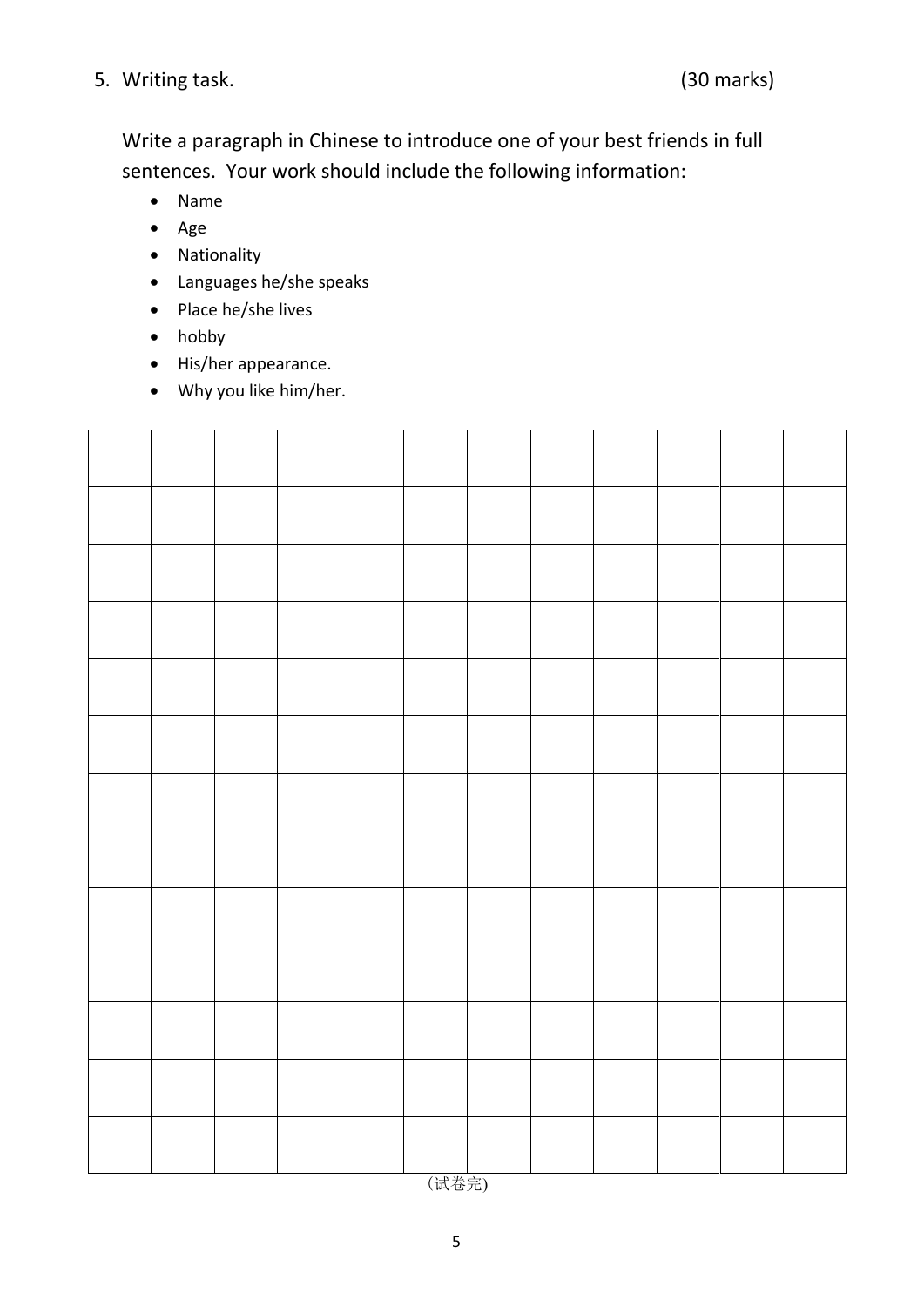5. Writing task. (30 marks)

Write a paragraph in Chinese to introduce one of your best friends in full sentences. Your work should include the following information:

- Name
- Age
- Nationality
- Languages he/she speaks
- Place he/she lives
- hobby
- His/her appearance.
- Why you like him/her.

| | | | | | | | | | | | |
|---|---|---|---|---|---|---|---|---|---|---|---|
| | | | | | | | | | | | |
| | | | | | | | | | | | |
| | | | | | | | | | | | |
| | | | | | | | | | | | |
| | | | | | | | | | | | |
| | | | | | | | | | | | |
| | | | | | | | | | | | |
| | | | | | | | | | | | |
| | | | | | | | | | | | |
| | | | | | | | | | | | |
| | | | | | | | | | | | |
| | | | | | | | | | | | |

(试卷完)